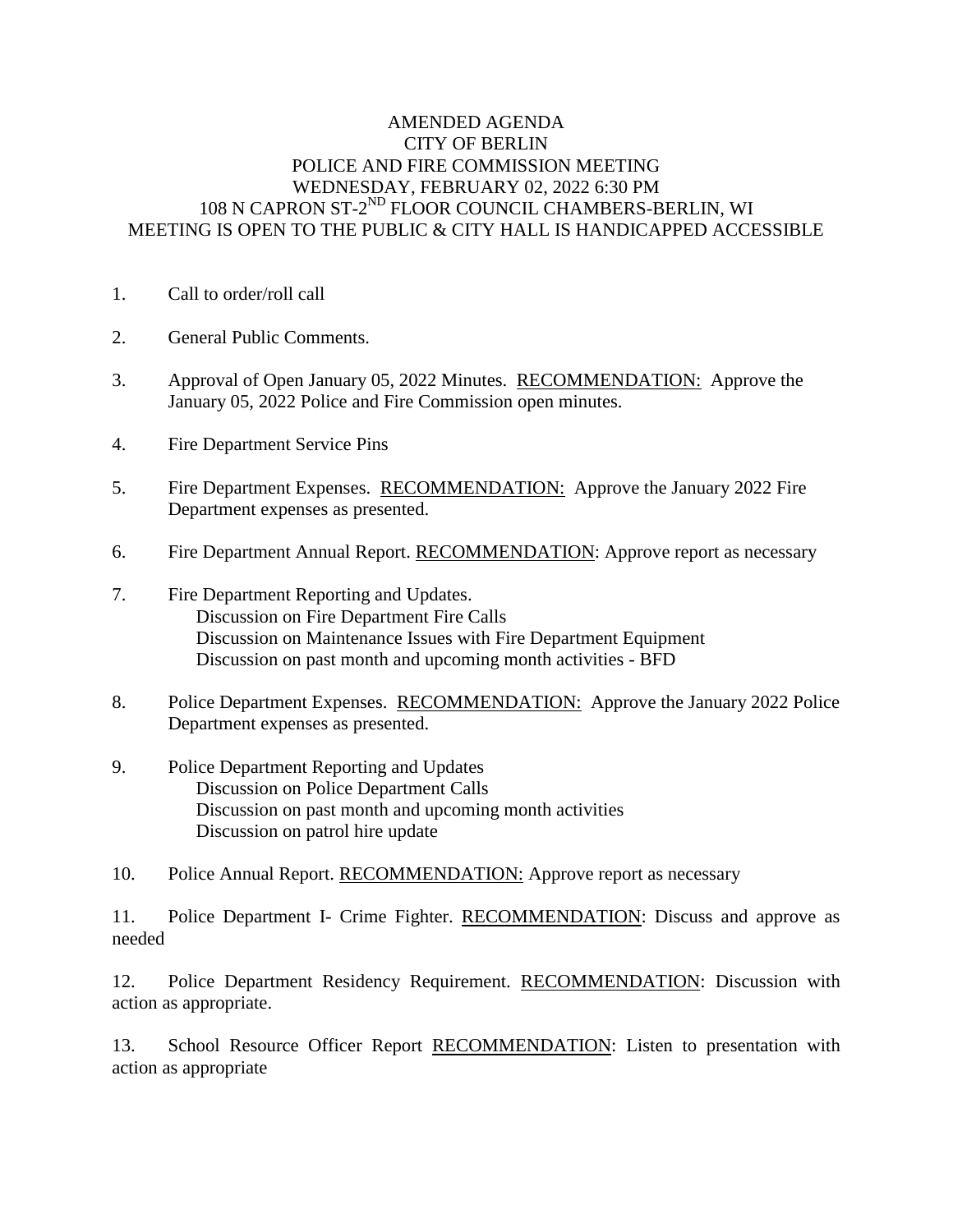# AMENDED AGENDA
## CITY OF BERLIN
## POLICE AND FIRE COMMISSION MEETING
## WEDNESDAY, FEBRUARY 02, 2022 6:30 PM
## 108 N CAPRON ST-2ND FLOOR COUNCIL CHAMBERS-BERLIN, WI
## MEETING IS OPEN TO THE PUBLIC & CITY HALL IS HANDICAPPED ACCESSIBLE

1. Call to order/roll call

2. General Public Comments.

3. Approval of Open January 05, 2022 Minutes. RECOMMENDATION: Approve the January 05, 2022 Police and Fire Commission open minutes.

4. Fire Department Service Pins

5. Fire Department Expenses. RECOMMENDATION: Approve the January 2022 Fire Department expenses as presented.

6. Fire Department Annual Report. RECOMMENDATION: Approve report as necessary

7. Fire Department Reporting and Updates.
   - Discussion on Fire Department Fire Calls
   - Discussion on Maintenance Issues with Fire Department Equipment
   - Discussion on past month and upcoming month activities - BFD

8. Police Department Expenses. RECOMMENDATION: Approve the January 2022 Police Department expenses as presented.

9. Police Department Reporting and Updates
   - Discussion on Police Department Calls
   - Discussion on past month and upcoming month activities
   - Discussion on patrol hire update

10. Police Annual Report. RECOMMENDATION: Approve report as necessary

11. Police Department I- Crime Fighter. RECOMMENDATION: Discuss and approve as needed

12. Police Department Residency Requirement. RECOMMENDATION: Discussion with action as appropriate.

13. School Resource Officer Report RECOMMENDATION: Listen to presentation with action as appropriate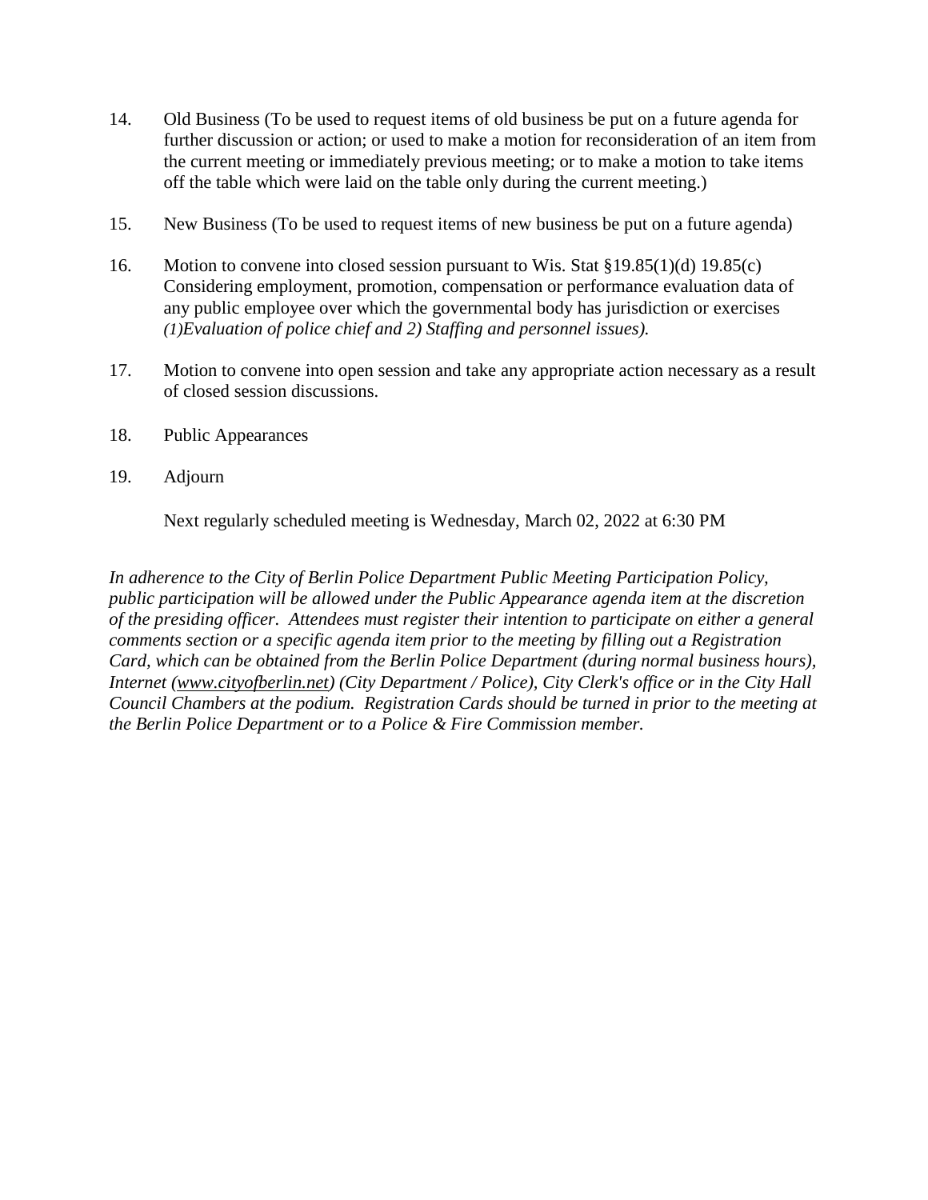14. Old Business (To be used to request items of old business be put on a future agenda for further discussion or action; or used to make a motion for reconsideration of an item from the current meeting or immediately previous meeting; or to make a motion to take items off the table which were laid on the table only during the current meeting.)

15. New Business (To be used to request items of new business be put on a future agenda)

16. Motion to convene into closed session pursuant to Wis. Stat §19.85(1)(d) 19.85(c) Considering employment, promotion, compensation or performance evaluation data of any public employee over which the governmental body has jurisdiction or exercises *(1)Evaluation of police chief and 2) Staffing and personnel issues).*

17. Motion to convene into open session and take any appropriate action necessary as a result of closed session discussions.

18. Public Appearances

19. Adjourn

    Next regularly scheduled meeting is Wednesday, March 02, 2022 at 6:30 PM

*In adherence to the City of Berlin Police Department Public Meeting Participation Policy, public participation will be allowed under the Public Appearance agenda item at the discretion of the presiding officer. Attendees must register their intention to participate on either a general comments section or a specific agenda item prior to the meeting by filling out a Registration Card, which can be obtained from the Berlin Police Department (during normal business hours), Internet (www.cityofberlin.net) (City Department / Police), City Clerk's office or in the City Hall Council Chambers at the podium. Registration Cards should be turned in prior to the meeting at the Berlin Police Department or to a Police & Fire Commission member.*